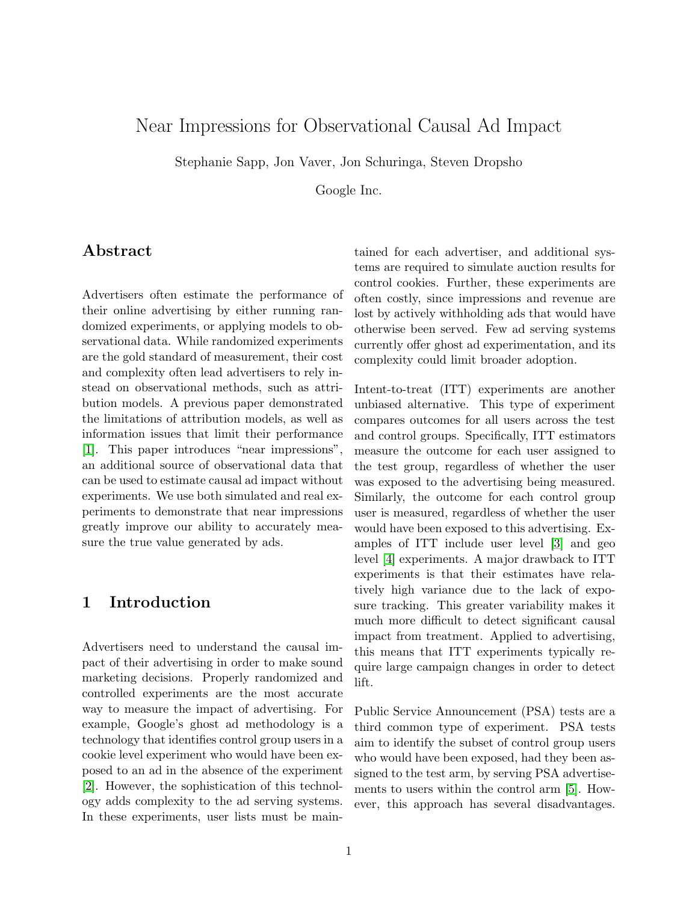# Near Impressions for Observational Causal Ad Impact

Stephanie Sapp, Jon Vaver, Jon Schuringa, Steven Dropsho

Google Inc.

## Abstract

Advertisers often estimate the performance of their online advertising by either running randomized experiments, or applying models to observational data. While randomized experiments are the gold standard of measurement, their cost and complexity often lead advertisers to rely instead on observational methods, such as attribution models. A previous paper demonstrated the limitations of attribution models, as well as information issues that limit their performance [1]. This paper introduces "near impressions", an additional source of observational data that can be used to estimate causal ad impact without experiments. We use both simulated and real experiments to demonstrate that near impressions greatly improve our ability to accurately measure the true value generated by ads.

## 1 Introduction

Advertisers need to understand the causal impact of their advertising in order to make sound marketing decisions. Properly randomized and controlled experiments are the most accurate way to measure the impact of advertising. For example, Google's ghost ad methodology is a technology that identifies control group users in a cookie level experiment who would have been exposed to an ad in the absence of the experiment [2]. However, the sophistication of this technology adds complexity to the ad serving systems. In these experiments, user lists must be maintained for each advertiser, and additional systems are required to simulate auction results for control cookies. Further, these experiments are often costly, since impressions and revenue are lost by actively withholding ads that would have otherwise been served. Few ad serving systems currently offer ghost ad experimentation, and its complexity could limit broader adoption.

Intent-to-treat (ITT) experiments are another unbiased alternative. This type of experiment compares outcomes for all users across the test and control groups. Specifically, ITT estimators measure the outcome for each user assigned to the test group, regardless of whether the user was exposed to the advertising being measured. Similarly, the outcome for each control group user is measured, regardless of whether the user would have been exposed to this advertising. Examples of ITT include user level [3] and geo level [4] experiments. A major drawback to ITT experiments is that their estimates have relatively high variance due to the lack of exposure tracking. This greater variability makes it much more difficult to detect significant causal impact from treatment. Applied to advertising, this means that ITT experiments typically require large campaign changes in order to detect lift.

Public Service Announcement (PSA) tests are a third common type of experiment. PSA tests aim to identify the subset of control group users who would have been exposed, had they been assigned to the test arm, by serving PSA advertisements to users within the control arm [5]. However, this approach has several disadvantages.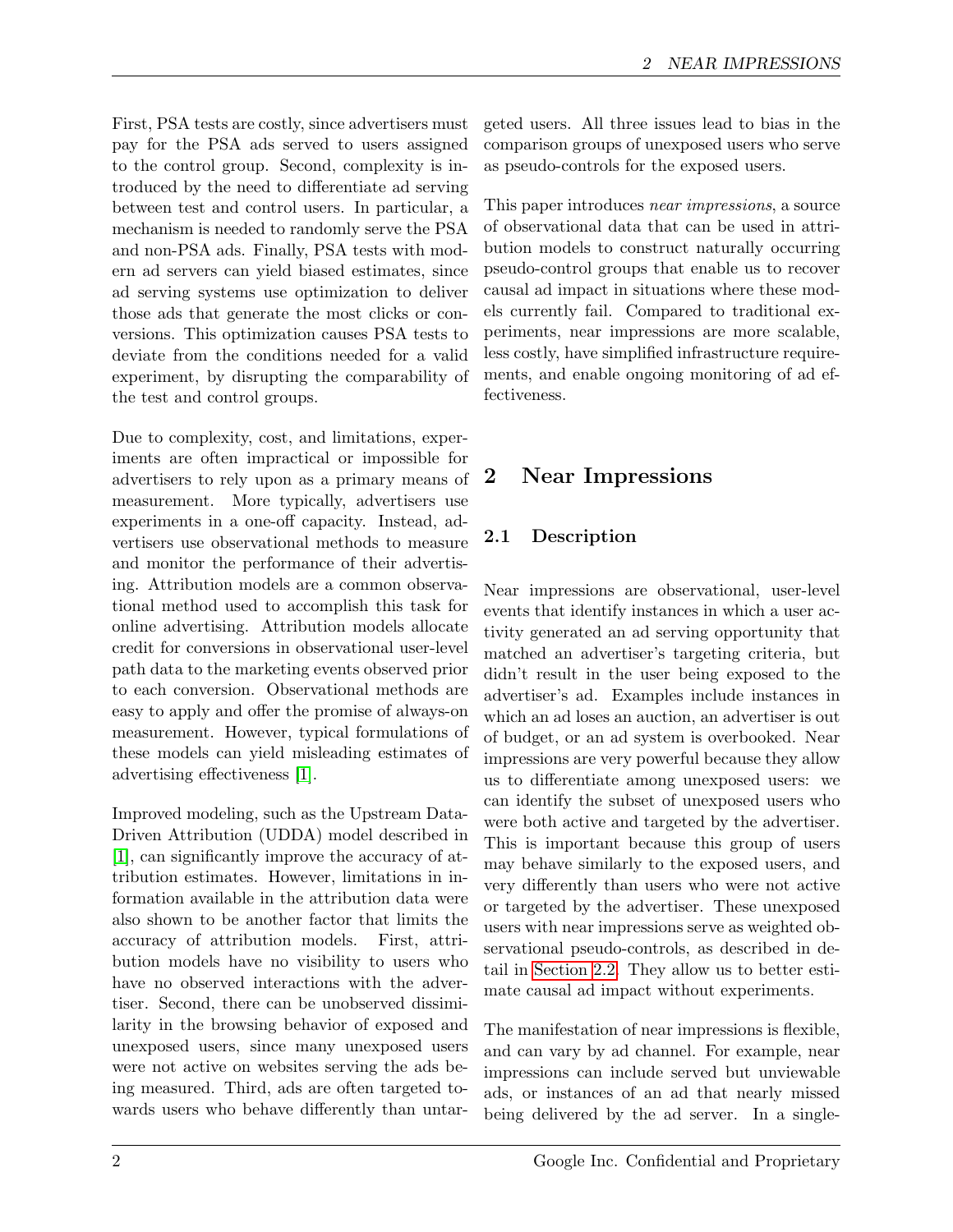First, PSA tests are costly, since advertisers must pay for the PSA ads served to users assigned to the control group. Second, complexity is introduced by the need to differentiate ad serving between test and control users. In particular, a mechanism is needed to randomly serve the PSA and non-PSA ads. Finally, PSA tests with modern ad servers can yield biased estimates, since ad serving systems use optimization to deliver those ads that generate the most clicks or conversions. This optimization causes PSA tests to deviate from the conditions needed for a valid experiment, by disrupting the comparability of the test and control groups.

Due to complexity, cost, and limitations, experiments are often impractical or impossible for advertisers to rely upon as a primary means of measurement. More typically, advertisers use experiments in a one-off capacity. Instead, advertisers use observational methods to measure and monitor the performance of their advertising. Attribution models are a common observational method used to accomplish this task for online advertising. Attribution models allocate credit for conversions in observational user-level path data to the marketing events observed prior to each conversion. Observational methods are easy to apply and offer the promise of always-on measurement. However, typical formulations of these models can yield misleading estimates of advertising effectiveness [1].

Improved modeling, such as the Upstream Data-Driven Attribution (UDDA) model described in [1], can significantly improve the accuracy of attribution estimates. However, limitations in information available in the attribution data were also shown to be another factor that limits the accuracy of attribution models. First, attribution models have no visibility to users who have no observed interactions with the advertiser. Second, there can be unobserved dissimilarity in the browsing behavior of exposed and unexposed users, since many unexposed users were not active on websites serving the ads being measured. Third, ads are often targeted towards users who behave differently than untargeted users. All three issues lead to bias in the comparison groups of unexposed users who serve as pseudo-controls for the exposed users.

This paper introduces *near impressions*, a source of observational data that can be used in attribution models to construct naturally occurring pseudo-control groups that enable us to recover causal ad impact in situations where these models currently fail. Compared to traditional experiments, near impressions are more scalable, less costly, have simplified infrastructure requirements, and enable ongoing monitoring of ad effectiveness.

# 2 Near Impressions

## 2.1 Description

Near impressions are observational, user-level events that identify instances in which a user activity generated an ad serving opportunity that matched an advertiser's targeting criteria, but didn't result in the user being exposed to the advertiser's ad. Examples include instances in which an ad loses an auction, an advertiser is out of budget, or an ad system is overbooked. Near impressions are very powerful because they allow us to differentiate among unexposed users: we can identify the subset of unexposed users who were both active and targeted by the advertiser. This is important because this group of users may behave similarly to the exposed users, and very differently than users who were not active or targeted by the advertiser. These unexposed users with near impressions serve as weighted observational pseudo-controls, as described in detail in Section 2.2. They allow us to better estimate causal ad impact without experiments.

The manifestation of near impressions is flexible, and can vary by ad channel. For example, near impressions can include served but unviewable ads, or instances of an ad that nearly missed being delivered by the ad server. In a single-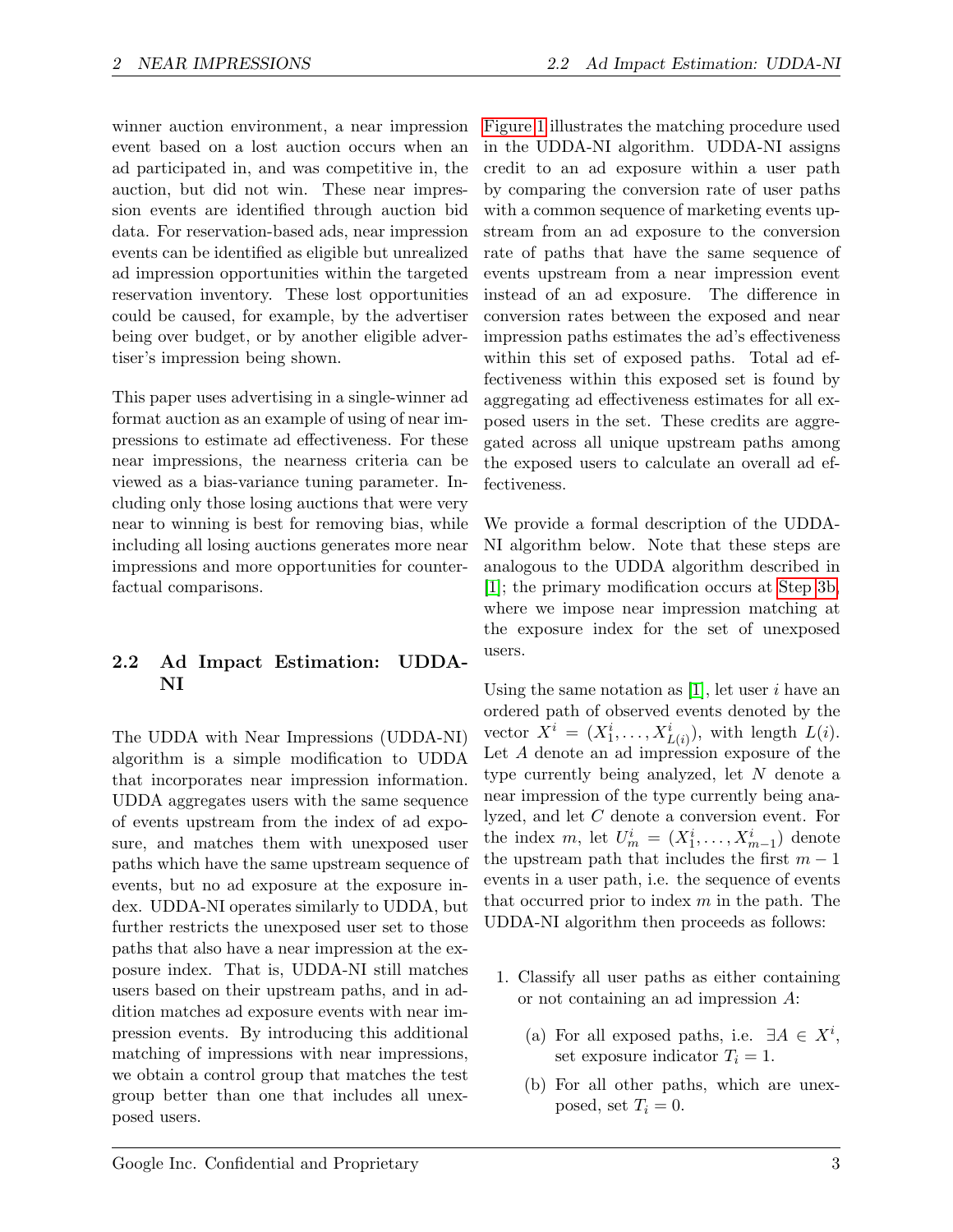winner auction environment, a near impression event based on a lost auction occurs when an ad participated in, and was competitive in, the auction, but did not win. These near impression events are identified through auction bid data. For reservation-based ads, near impression events can be identified as eligible but unrealized ad impression opportunities within the targeted reservation inventory. These lost opportunities could be caused, for example, by the advertiser being over budget, or by another eligible advertiser's impression being shown.

This paper uses advertising in a single-winner ad format auction as an example of using of near impressions to estimate ad effectiveness. For these near impressions, the nearness criteria can be viewed as a bias-variance tuning parameter. Including only those losing auctions that were very near to winning is best for removing bias, while including all losing auctions generates more near impressions and more opportunities for counterfactual comparisons.

## 2.2 Ad Impact Estimation: UDDA-NI

The UDDA with Near Impressions (UDDA-NI) algorithm is a simple modification to UDDA that incorporates near impression information. UDDA aggregates users with the same sequence of events upstream from the index of ad exposure, and matches them with unexposed user paths which have the same upstream sequence of events, but no ad exposure at the exposure index. UDDA-NI operates similarly to UDDA, but further restricts the unexposed user set to those paths that also have a near impression at the exposure index. That is, UDDA-NI still matches users based on their upstream paths, and in addition matches ad exposure events with near impression events. By introducing this additional matching of impressions with near impressions, we obtain a control group that matches the test group better than one that includes all unexposed users.

Figure 1 illustrates the matching procedure used in the UDDA-NI algorithm. UDDA-NI assigns credit to an ad exposure within a user path by comparing the conversion rate of user paths with a common sequence of marketing events upstream from an ad exposure to the conversion rate of paths that have the same sequence of events upstream from a near impression event instead of an ad exposure. The difference in conversion rates between the exposed and near impression paths estimates the ad's effectiveness within this set of exposed paths. Total ad effectiveness within this exposed set is found by aggregating ad effectiveness estimates for all exposed users in the set. These credits are aggregated across all unique upstream paths among the exposed users to calculate an overall ad effectiveness.

We provide a formal description of the UDDA-NI algorithm below. Note that these steps are analogous to the UDDA algorithm described in [1]; the primary modification occurs at Step 3b, where we impose near impression matching at the exposure index for the set of unexposed users.

Using the same notation as [1], let user $i$ have an ordered path of observed events denoted by the vector $X^i = (X^i_1, \dots, X^i_{L(i)})$, with length $L(i)$. Let $A$ denote an ad impression exposure of the type currently being analyzed, let $N$ denote a near impression of the type currently being analyzed, and let $C$ denote a conversion event. For the index $m$, let $U^i_m = (X^i_1, \dots, X^i_{m-1})$ denote the upstream path that includes the first $m - 1$ events in a user path, i.e. the sequence of events that occurred prior to index $m$ in the path. The UDDA-NI algorithm then proceeds as follows:

1. Classify all user paths as either containing or not containing an ad impression $A$:
   (a) For all exposed paths, i.e. $\exists A \in X^i$, set exposure indicator $T_i = 1$.
   (b) For all other paths, which are unexposed, set $T_i = 0$.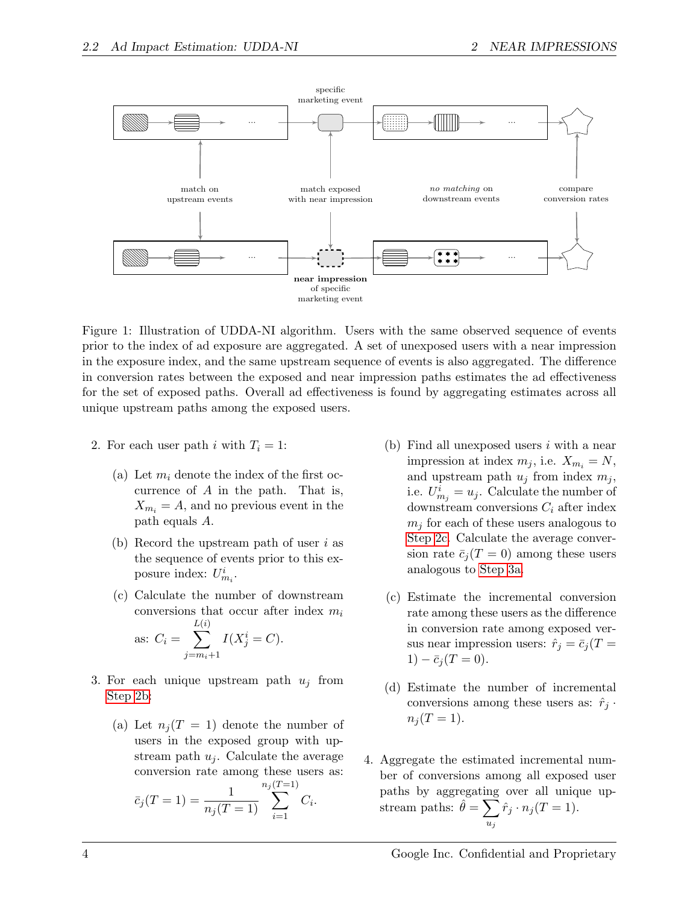Figure 1: Illustration of UDDA-NI algorithm. Users with the same observed sequence of events prior to the index of ad exposure are aggregated. A set of unexposed users with a near impression in the exposure index, and the same upstream sequence of events is also aggregated. The difference in conversion rates between the exposed and near impression paths estimates the ad effectiveness for the set of exposed paths. Overall ad effectiveness is found by aggregating estimates across all unique upstream paths among the exposed users.

2. For each user path $i$ with $T_i = 1$:

   (a) Let $m_i$ denote the index of the first occurrence of $A$ in the path. That is, $X_{m_i} = A$, and no previous event in the path equals $A$.

   (b) Record the upstream path of user $i$ as the sequence of events prior to this exposure index: $U^i_{m_i}$.

   (c) Calculate the number of downstream conversions that occur after index $m_i$ as: $C_i = \sum_{j=m_i+1}^{L(i)} I(X^i_j = C)$.

3. For each unique upstream path $u_j$ from Step 2b:

   (a) Let $n_j(T = 1)$ denote the number of users in the exposed group with upstream path $u_j$. Calculate the average conversion rate among these users as: $\bar{c}_j(T = 1) = \frac{1}{n_j(T=1)} \sum_{i=1}^{n_j(T=1)} C_i$.

   (b) Find all unexposed users $i$ with a near impression at index $m_j$, i.e. $X_{m_i} = N$, and upstream path $u_j$ from index $m_j$, i.e. $U^i_{m_j} = u_j$. Calculate the number of downstream conversions $C_i$ after index $m_j$ for each of these users analogous to Step 2c. Calculate the average conversion rate $\bar{c}_j(T = 0)$ among these users analogous to Step 3a.

   (c) Estimate the incremental conversion rate among these users as the difference in conversion rate among exposed versus near impression users: $\hat{r}_j = \bar{c}_j(T = 1) - \bar{c}_j(T = 0)$.

   (d) Estimate the number of incremental conversions among these users as: $\hat{r}_j \cdot n_j(T = 1)$.

4. Aggregate the estimated incremental number of conversions among all exposed user paths by aggregating over all unique upstream paths: $\hat{\theta} = \sum_{u_j} \hat{r}_j \cdot n_j(T = 1)$.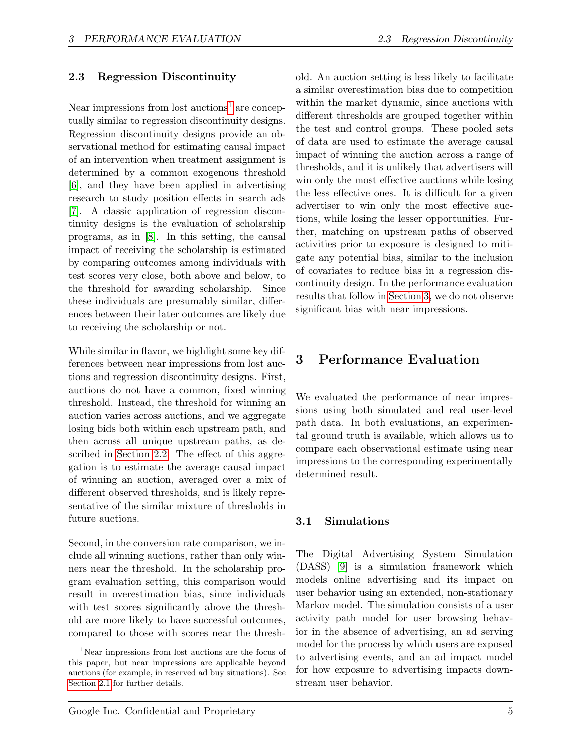### 2.3 Regression Discontinuity

Near impressions from lost auctions[1] are conceptually similar to regression discontinuity designs. Regression discontinuity designs provide an observational method for estimating causal impact of an intervention when treatment assignment is determined by a common exogenous threshold [6], and they have been applied in advertising research to study position effects in search ads [7]. A classic application of regression discontinuity designs is the evaluation of scholarship programs, as in [8]. In this setting, the causal impact of receiving the scholarship is estimated by comparing outcomes among individuals with test scores very close, both above and below, to the threshold for awarding scholarship. Since these individuals are presumably similar, differences between their later outcomes are likely due to receiving the scholarship or not.

While similar in flavor, we highlight some key differences between near impressions from lost auctions and regression discontinuity designs. First, auctions do not have a common, fixed winning threshold. Instead, the threshold for winning an auction varies across auctions, and we aggregate losing bids both within each upstream path, and then across all unique upstream paths, as described in Section 2.2. The effect of this aggregation is to estimate the average causal impact of winning an auction, averaged over a mix of different observed thresholds, and is likely representative of the similar mixture of thresholds in future auctions.

Second, in the conversion rate comparison, we include all winning auctions, rather than only winners near the threshold. In the scholarship program evaluation setting, this comparison would result in overestimation bias, since individuals with test scores significantly above the threshold are more likely to have successful outcomes, compared to those with scores near the threshold. An auction setting is less likely to facilitate a similar overestimation bias due to competition within the market dynamic, since auctions with different thresholds are grouped together within the test and control groups. These pooled sets of data are used to estimate the average causal impact of winning the auction across a range of thresholds, and it is unlikely that advertisers will win only the most effective auctions while losing the less effective ones. It is difficult for a given advertiser to win only the most effective auctions, while losing the lesser opportunities. Further, matching on upstream paths of observed activities prior to exposure is designed to mitigate any potential bias, similar to the inclusion of covariates to reduce bias in a regression discontinuity design. In the performance evaluation results that follow in Section 3, we do not observe significant bias with near impressions.

[1] Near impressions from lost auctions are the focus of this paper, but near impressions are applicable beyond auctions (for example, in reserved ad buy situations). See Section 2.1 for further details.

## 3 Performance Evaluation

We evaluated the performance of near impressions using both simulated and real user-level path data. In both evaluations, an experimental ground truth is available, which allows us to compare each observational estimate using near impressions to the corresponding experimentally determined result.

### 3.1 Simulations

The Digital Advertising System Simulation (DASS) [9] is a simulation framework which models online advertising and its impact on user behavior using an extended, non-stationary Markov model. The simulation consists of a user activity path model for user browsing behavior in the absence of advertising, an ad serving model for the process by which users are exposed to advertising events, and an ad impact model for how exposure to advertising impacts downstream user behavior.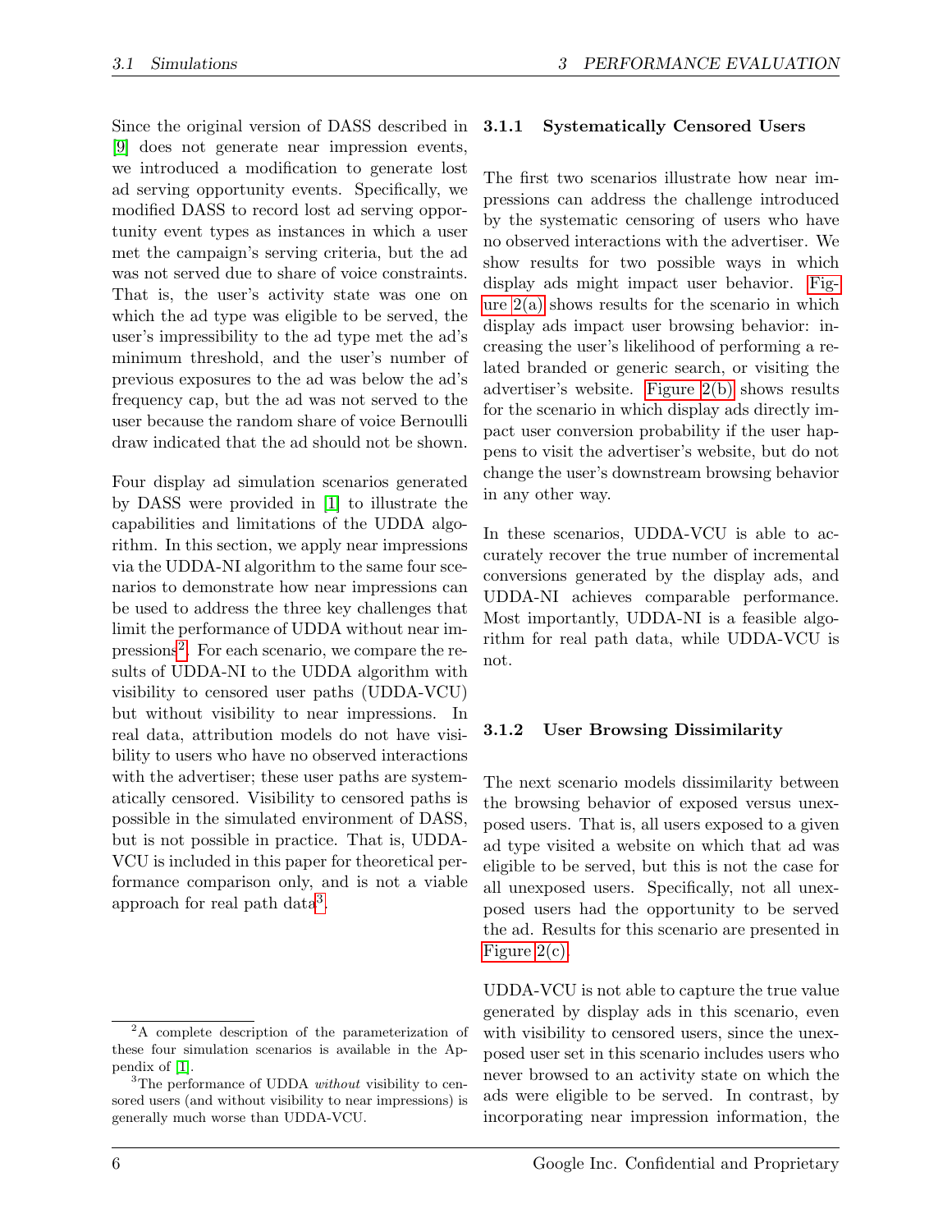Since the original version of DASS described in [9] does not generate near impression events, we introduced a modification to generate lost ad serving opportunity events. Specifically, we modified DASS to record lost ad serving opportunity event types as instances in which a user met the campaign's serving criteria, but the ad was not served due to share of voice constraints. That is, the user's activity state was one on which the ad type was eligible to be served, the user's impressibility to the ad type met the ad's minimum threshold, and the user's number of previous exposures to the ad was below the ad's frequency cap, but the ad was not served to the user because the random share of voice Bernoulli draw indicated that the ad should not be shown.

Four display ad simulation scenarios generated by DASS were provided in [1] to illustrate the capabilities and limitations of the UDDA algorithm. In this section, we apply near impressions via the UDDA-NI algorithm to the same four scenarios to demonstrate how near impressions can be used to address the three key challenges that limit the performance of UDDA without near impressions[2]. For each scenario, we compare the results of UDDA-NI to the UDDA algorithm with visibility to censored user paths (UDDA-VCU) but without visibility to near impressions. In real data, attribution models do not have visibility to users who have no observed interactions with the advertiser; these user paths are systematically censored. Visibility to censored paths is possible in the simulated environment of DASS, but is not possible in practice. That is, UDDA-VCU is included in this paper for theoretical performance comparison only, and is not a viable approach for real path data[3].

### 3.1.1 Systematically Censored Users

The first two scenarios illustrate how near impressions can address the challenge introduced by the systematic censoring of users who have no observed interactions with the advertiser. We show results for two possible ways in which display ads might impact user behavior. Figure 2(a) shows results for the scenario in which display ads impact user browsing behavior: increasing the user's likelihood of performing a related branded or generic search, or visiting the advertiser's website. Figure 2(b) shows results for the scenario in which display ads directly impact user conversion probability if the user happens to visit the advertiser's website, but do not change the user's downstream browsing behavior in any other way.

In these scenarios, UDDA-VCU is able to accurately recover the true number of incremental conversions generated by the display ads, and UDDA-NI achieves comparable performance. Most importantly, UDDA-NI is a feasible algorithm for real path data, while UDDA-VCU is not.

### 3.1.2 User Browsing Dissimilarity

The next scenario models dissimilarity between the browsing behavior of exposed versus unexposed users. That is, all users exposed to a given ad type visited a website on which that ad was eligible to be served, but this is not the case for all unexposed users. Specifically, not all unexposed users had the opportunity to be served the ad. Results for this scenario are presented in Figure 2(c).

UDDA-VCU is not able to capture the true value generated by display ads in this scenario, even with visibility to censored users, since the unexposed user set in this scenario includes users who never browsed to an activity state on which the ads were eligible to be served. In contrast, by incorporating near impression information, the

[2] A complete description of the parameterization of these four simulation scenarios is available in the Appendix of [1].

[3] The performance of UDDA *without* visibility to censored users (and without visibility to near impressions) is generally much worse than UDDA-VCU.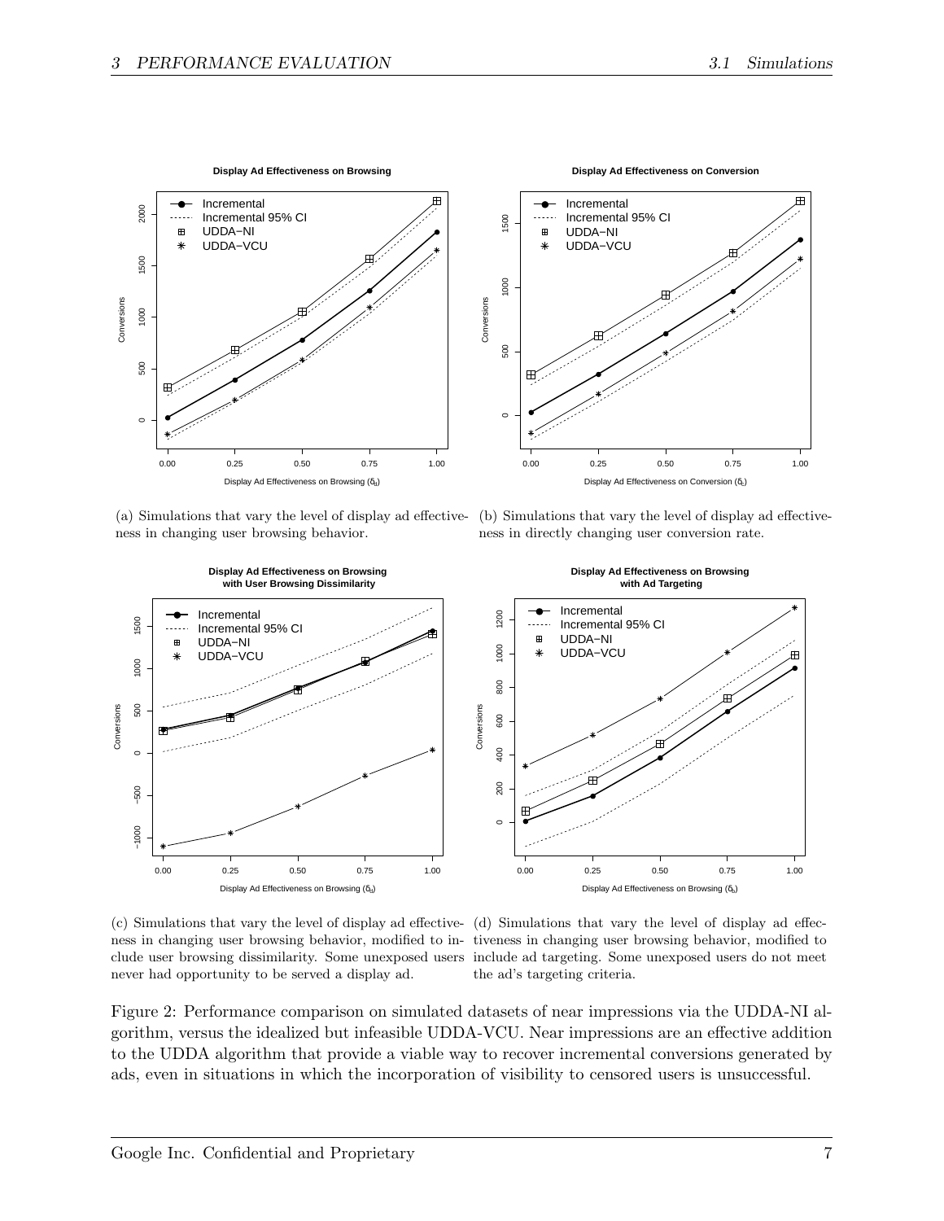(a) Simulations that vary the level of display ad effectiveness in changing user browsing behavior.

(b) Simulations that vary the level of display ad effectiveness in directly changing user conversion rate.

(c) Simulations that vary the level of display ad effectiveness in changing user browsing behavior, modified to include user browsing dissimilarity. Some unexposed users never had opportunity to be served a display ad.

(d) Simulations that vary the level of display ad effectiveness in changing user browsing behavior, modified to include ad targeting. Some unexposed users do not meet the ad's targeting criteria.

Figure 2: Performance comparison on simulated datasets of near impressions via the UDDA-NI algorithm, versus the idealized but infeasible UDDA-VCU. Near impressions are an effective addition to the UDDA algorithm that provide a viable way to recover incremental conversions generated by ads, even in situations in which the incorporation of visibility to censored users is unsuccessful.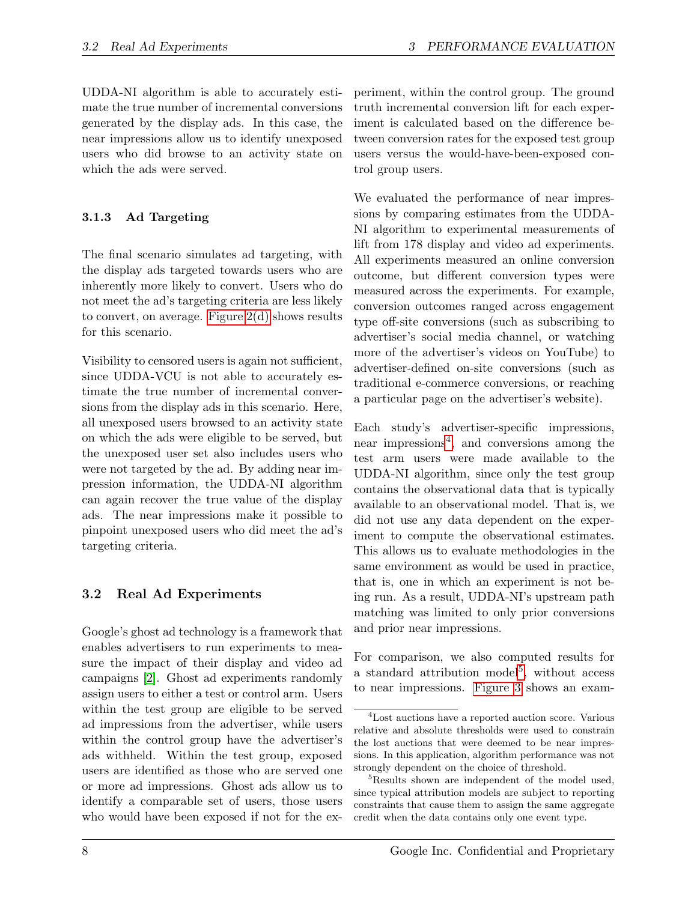UDDA-NI algorithm is able to accurately estimate the true number of incremental conversions generated by the display ads. In this case, the near impressions allow us to identify unexposed users who did browse to an activity state on which the ads were served.

### 3.1.3 Ad Targeting

The final scenario simulates ad targeting, with the display ads targeted towards users who are inherently more likely to convert. Users who do not meet the ad's targeting criteria are less likely to convert, on average. Figure 2(d) shows results for this scenario.

Visibility to censored users is again not sufficient, since UDDA-VCU is not able to accurately estimate the true number of incremental conversions from the display ads in this scenario. Here, all unexposed users browsed to an activity state on which the ads were eligible to be served, but the unexposed user set also includes users who were not targeted by the ad. By adding near impression information, the UDDA-NI algorithm can again recover the true value of the display ads. The near impressions make it possible to pinpoint unexposed users who did meet the ad's targeting criteria.

## 3.2 Real Ad Experiments

Google's ghost ad technology is a framework that enables advertisers to run experiments to measure the impact of their display and video ad campaigns [2]. Ghost ad experiments randomly assign users to either a test or control arm. Users within the test group are eligible to be served ad impressions from the advertiser, while users within the control group have the advertiser's ads withheld. Within the test group, exposed users are identified as those who are served one or more ad impressions. Ghost ads allow us to identify a comparable set of users, those users who would have been exposed if not for the experiment, within the control group. The ground truth incremental conversion lift for each experiment is calculated based on the difference between conversion rates for the exposed test group users versus the would-have-been-exposed control group users.

We evaluated the performance of near impressions by comparing estimates from the UDDA-NI algorithm to experimental measurements of lift from 178 display and video ad experiments. All experiments measured an online conversion outcome, but different conversion types were measured across the experiments. For example, conversion outcomes ranged across engagement type off-site conversions (such as subscribing to advertiser's social media channel, or watching more of the advertiser's videos on YouTube) to advertiser-defined on-site conversions (such as traditional e-commerce conversions, or reaching a particular page on the advertiser's website).

Each study's advertiser-specific impressions, near impressions[4], and conversions among the test arm users were made available to the UDDA-NI algorithm, since only the test group contains the observational data that is typically available to an observational model. That is, we did not use any data dependent on the experiment to compute the observational estimates. This allows us to evaluate methodologies in the same environment as would be used in practice, that is, one in which an experiment is not being run. As a result, UDDA-NI's upstream path matching was limited to only prior conversions and prior near impressions.

For comparison, we also computed results for a standard attribution model[5], without access to near impressions. Figure 3 shows an exam-

[4]Lost auctions have a reported auction score. Various relative and absolute thresholds were used to constrain the lost auctions that were deemed to be near impressions. In this application, algorithm performance was not strongly dependent on the choice of threshold.

[5]Results shown are independent of the model used, since typical attribution models are subject to reporting constraints that cause them to assign the same aggregate credit when the data contains only one event type.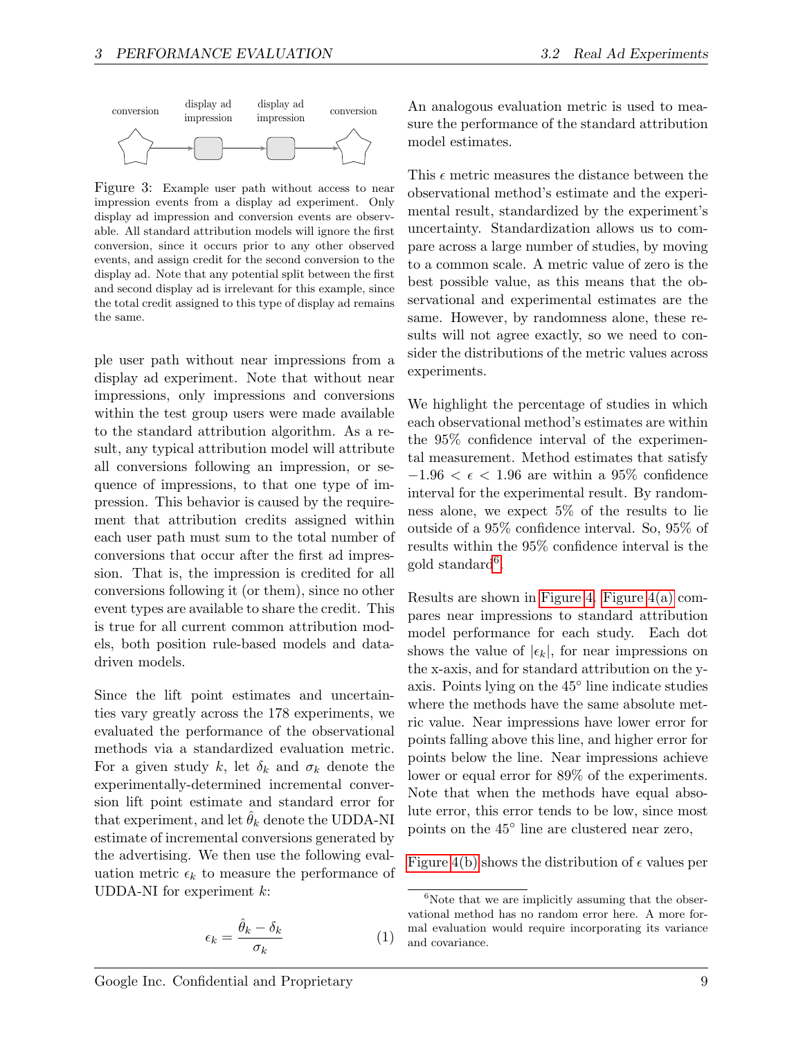conversion display ad impression display ad impression conversion

Figure 3: Example user path without access to near impression events from a display ad experiment. Only display ad impression and conversion events are observable. All standard attribution models will ignore the first conversion, since it occurs prior to any other observed events, and assign credit for the second conversion to the display ad. Note that any potential split between the first and second display ad is irrelevant for this example, since the total credit assigned to this type of display ad remains the same.

ple user path without near impressions from a display ad experiment. Note that without near impressions, only impressions and conversions within the test group users were made available to the standard attribution algorithm. As a result, any typical attribution model will attribute all conversions following an impression, or sequence of impressions, to that one type of impression. This behavior is caused by the requirement that attribution credits assigned within each user path must sum to the total number of conversions that occur after the first ad impression. That is, the impression is credited for all conversions following it (or them), since no other event types are available to share the credit. This is true for all current common attribution models, both position rule-based models and data-driven models.

Since the lift point estimates and uncertainties vary greatly across the 178 experiments, we evaluated the performance of the observational methods via a standardized evaluation metric. For a given study $k$, let $\delta_k$ and $\sigma_k$ denote the experimentally-determined incremental conversion lift point estimate and standard error for that experiment, and let $\hat{\theta}_k$ denote the UDDA-NI estimate of incremental conversions generated by the advertising. We then use the following evaluation metric $\epsilon_k$ to measure the performance of UDDA-NI for experiment $k$:

$$\epsilon_k = \frac{\hat{\theta}_k - \delta_k}{\sigma_k} \tag{1}$$

An analogous evaluation metric is used to measure the performance of the standard attribution model estimates.

This $\epsilon$ metric measures the distance between the observational method's estimate and the experimental result, standardized by the experiment's uncertainty. Standardization allows us to compare across a large number of studies, by moving to a common scale. A metric value of zero is the best possible value, as this means that the observational and experimental estimates are the same. However, by randomness alone, these results will not agree exactly, so we need to consider the distributions of the metric values across experiments.

We highlight the percentage of studies in which each observational method's estimates are within the 95% confidence interval of the experimental measurement. Method estimates that satisfy $-1.96 < \epsilon < 1.96$ are within a 95% confidence interval for the experimental result. By randomness alone, we expect 5% of the results to lie outside of a 95% confidence interval. So, 95% of results within the 95% confidence interval is the gold standard[6].

Results are shown in Figure 4. Figure 4(a) compares near impressions to standard attribution model performance for each study. Each dot shows the value of $|\epsilon_k|$, for near impressions on the x-axis, and for standard attribution on the y-axis. Points lying on the 45° line indicate studies where the methods have the same absolute metric value. Near impressions have lower error for points falling above this line, and higher error for points below the line. Near impressions achieve lower or equal error for 89% of the experiments. Note that when the methods have equal absolute error, this error tends to be low, since most points on the 45° line are clustered near zero,

Figure 4(b) shows the distribution of $\epsilon$ values per

[6]Note that we are implicitly assuming that the observational method has no random error here. A more formal evaluation would require incorporating its variance and covariance.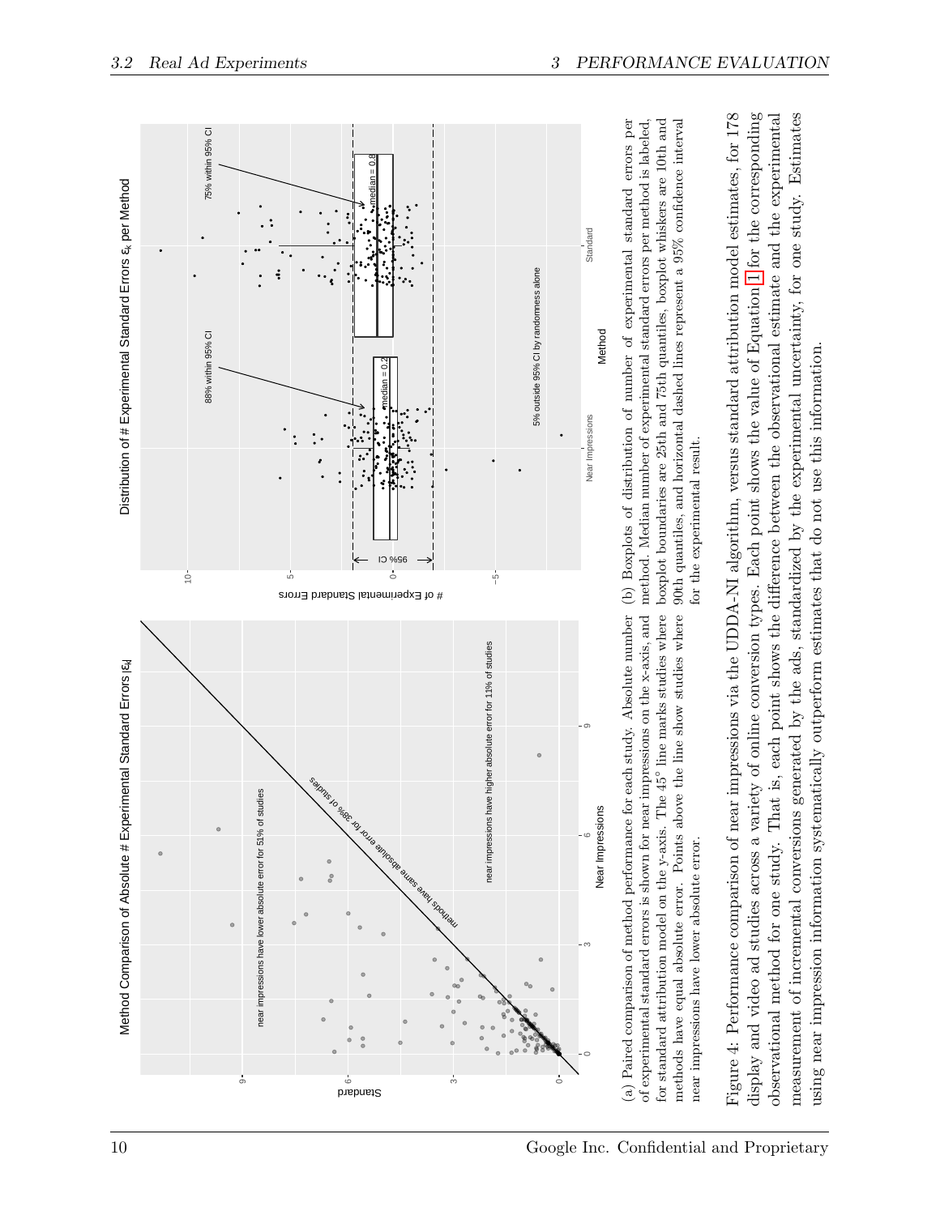(a) Paired comparison of method performance for each study. Absolute number of experimental standard errors is shown for near impressions on the x-axis, and for standard attribution model on the y-axis. The 45° line marks studies where methods have equal absolute error. Points above the line show studies where near impressions have lower absolute error.

(b) Boxplots of distribution of number of experimental standard errors per method. Median number of experimental standard errors per method is labeled, boxplot boundaries are 25th and 75th quantiles, boxplot whiskers are 10th and 90th quantiles, and horizontal dashed lines represent a 95% confidence interval for the experimental result.

Figure 4: Performance comparison of near impressions via the UDDA-NI algorithm, versus standard attribution model estimates, for 178 display and video ad studies across a variety of online conversion types. Each point shows the value of Equation 1 for the corresponding observational method for one study. That is, each point shows the difference between the observational estimate and the experimental measurement of incremental conversions generated by the ads, standardized by the experimental uncertainty, for one study. Estimates using near impression information systematically outperform estimates that do not use this information.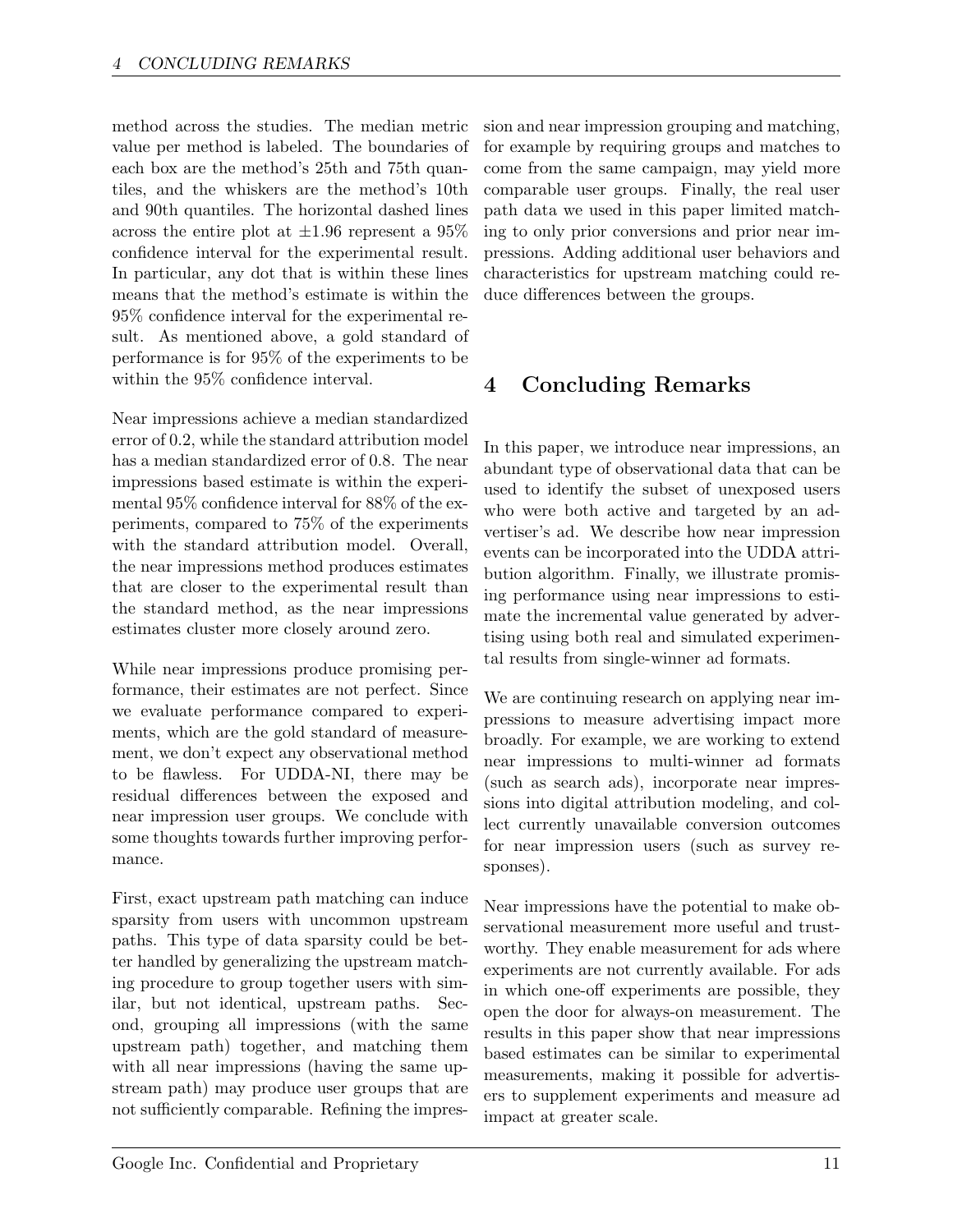method across the studies. The median metric value per method is labeled. The boundaries of each box are the method's 25th and 75th quantiles, and the whiskers are the method's 10th and 90th quantiles. The horizontal dashed lines across the entire plot at $\pm 1.96$ represent a 95% confidence interval for the experimental result. In particular, any dot that is within these lines means that the method's estimate is within the 95% confidence interval for the experimental result. As mentioned above, a gold standard of performance is for 95% of the experiments to be within the 95% confidence interval.

Near impressions achieve a median standardized error of 0.2, while the standard attribution model has a median standardized error of 0.8. The near impressions based estimate is within the experimental 95% confidence interval for 88% of the experiments, compared to 75% of the experiments with the standard attribution model. Overall, the near impressions method produces estimates that are closer to the experimental result than the standard method, as the near impressions estimates cluster more closely around zero.

While near impressions produce promising performance, their estimates are not perfect. Since we evaluate performance compared to experiments, which are the gold standard of measurement, we don't expect any observational method to be flawless. For UDDA-NI, there may be residual differences between the exposed and near impression user groups. We conclude with some thoughts towards further improving performance.

First, exact upstream path matching can induce sparsity from users with uncommon upstream paths. This type of data sparsity could be better handled by generalizing the upstream matching procedure to group together users with similar, but not identical, upstream paths. Second, grouping all impressions (with the same upstream path) together, and matching them with all near impressions (having the same upstream path) may produce user groups that are not sufficiently comparable. Refining the impression and near impression grouping and matching, for example by requiring groups and matches to come from the same campaign, may yield more comparable user groups. Finally, the real user path data we used in this paper limited matching to only prior conversions and prior near impressions. Adding additional user behaviors and characteristics for upstream matching could reduce differences between the groups.

# 4 Concluding Remarks

In this paper, we introduce near impressions, an abundant type of observational data that can be used to identify the subset of unexposed users who were both active and targeted by an advertiser's ad. We describe how near impression events can be incorporated into the UDDA attribution algorithm. Finally, we illustrate promising performance using near impressions to estimate the incremental value generated by advertising using both real and simulated experimental results from single-winner ad formats.

We are continuing research on applying near impressions to measure advertising impact more broadly. For example, we are working to extend near impressions to multi-winner ad formats (such as search ads), incorporate near impressions into digital attribution modeling, and collect currently unavailable conversion outcomes for near impression users (such as survey responses).

Near impressions have the potential to make observational measurement more useful and trustworthy. They enable measurement for ads where experiments are not currently available. For ads in which one-off experiments are possible, they open the door for always-on measurement. The results in this paper show that near impressions based estimates can be similar to experimental measurements, making it possible for advertisers to supplement experiments and measure ad impact at greater scale.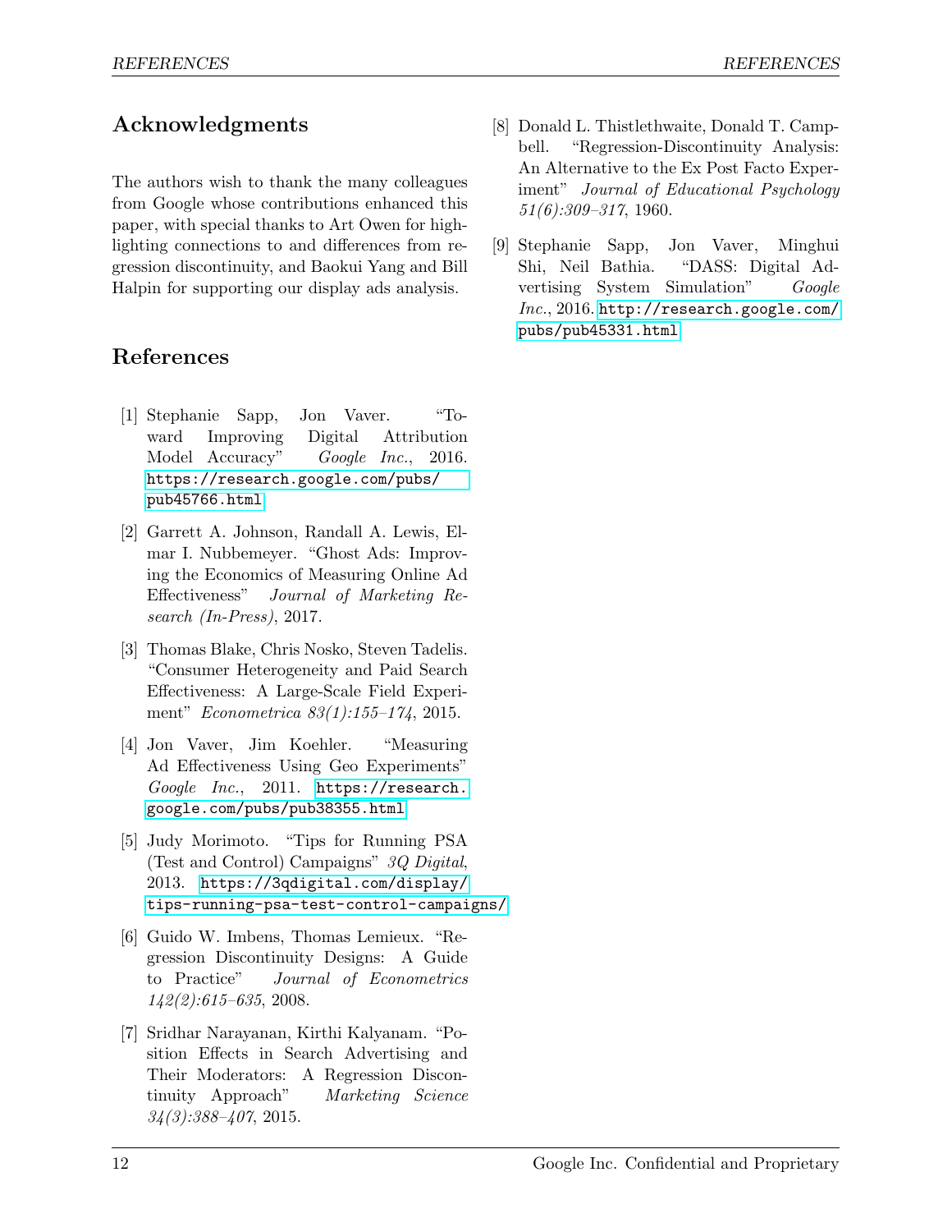## Acknowledgments

The authors wish to thank the many colleagues from Google whose contributions enhanced this paper, with special thanks to Art Owen for highlighting connections to and differences from regression discontinuity, and Baokui Yang and Bill Halpin for supporting our display ads analysis.

## References

[1] Stephanie Sapp, Jon Vaver. "Toward Improving Digital Attribution Model Accuracy" *Google Inc.*, 2016. https://research.google.com/pubs/pub45766.html

[2] Garrett A. Johnson, Randall A. Lewis, Elmar I. Nubbemeyer. "Ghost Ads: Improving the Economics of Measuring Online Ad Effectiveness" *Journal of Marketing Research (In-Press)*, 2017.

[3] Thomas Blake, Chris Nosko, Steven Tadelis. "Consumer Heterogeneity and Paid Search Effectiveness: A Large-Scale Field Experiment" *Econometrica 83(1):155–174*, 2015.

[4] Jon Vaver, Jim Koehler. "Measuring Ad Effectiveness Using Geo Experiments" *Google Inc.*, 2011. https://research.google.com/pubs/pub38355.html

[5] Judy Morimoto. "Tips for Running PSA (Test and Control) Campaigns" *3Q Digital*, 2013. https://3qdigital.com/display/tips-running-psa-test-control-campaigns/

[6] Guido W. Imbens, Thomas Lemieux. "Regression Discontinuity Designs: A Guide to Practice" *Journal of Econometrics 142(2):615–635*, 2008.

[7] Sridhar Narayanan, Kirthi Kalyanam. "Position Effects in Search Advertising and Their Moderators: A Regression Discontinuity Approach" *Marketing Science 34(3):388–407*, 2015.

[8] Donald L. Thistlethwaite, Donald T. Campbell. "Regression-Discontinuity Analysis: An Alternative to the Ex Post Facto Experiment" *Journal of Educational Psychology 51(6):309–317*, 1960.

[9] Stephanie Sapp, Jon Vaver, Minghui Shi, Neil Bathia. "DASS: Digital Advertising System Simulation" *Google Inc.*, 2016. http://research.google.com/pubs/pub45331.html